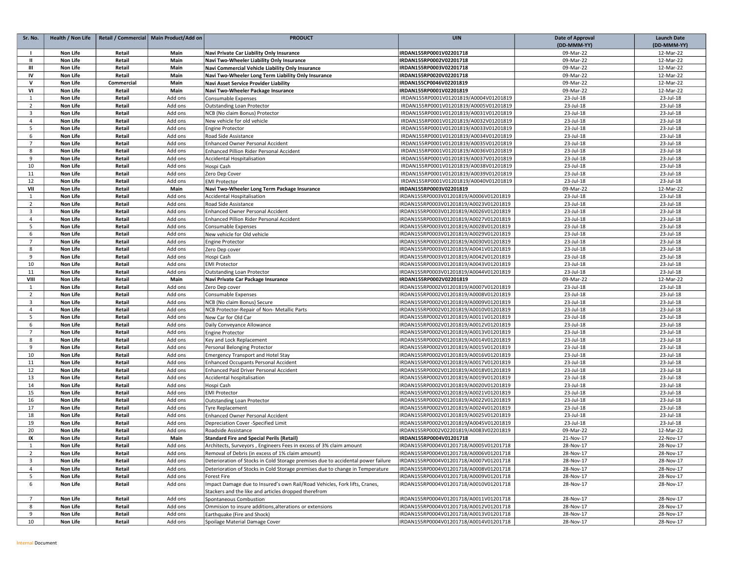| Sr. No. | Health / Non Life | Retail / Commercial | Main Product/Add on | PRODUCT | UIN | Date of Approval (DD-MMM-YY) | Launch Date (DD-MMM-YY) |
|---|---|---|---|---|---|---|---|
| I | **Non Life** | **Retail** | **Main** | **Navi Private Car Liability Only Insurance** | **IRDAN155RP0001V02201718** | 09-Mar-22 | 12-Mar-22 |
| II | **Non Life** | **Retail** | **Main** | **Navi Two-Wheeler Liability Only Insurance** | **IRDAN155RP0002V02201718** | 09-Mar-22 | 12-Mar-22 |
| III | **Non Life** | **Retail** | **Main** | **Navi Commercial Vehicle Liability Only Insurance** | **IRDAN155RP0003V02201718** | 09-Mar-22 | 12-Mar-22 |
| IV | **Non Life** | **Retail** | **Main** | **Navi Two-Wheeler Long Term Liability Only Insurance** | **IRDAN155RP0020V02201718** | 09-Mar-22 | 12-Mar-22 |
| V | **Non Life** | **Commercial** | **Main** | **Navi Asset Service Provider Liability** | **IRDAN155CP0046V02201819** | 09-Mar-22 | 12-Mar-22 |
| VI | **Non Life** | **Retail** | **Main** | **Navi Two-Wheeler Package Insurance** | **IRDAN155RP0001V02201819** | 09-Mar-22 | 12-Mar-22 |
| 1 | **Non Life** | **Retail** | Add ons | Consumable Expenses | IRDAN155RP0001V01201819/A0004V01201819 | 23-Jul-18 | 23-Jul-18 |
| 2 | **Non Life** | **Retail** | Add ons | Outstanding Loan Protector | IRDAN155RP0001V01201819/A0005V01201819 | 23-Jul-18 | 23-Jul-18 |
| 3 | **Non Life** | **Retail** | Add ons | NCB (No claim Bonus) Protector | IRDAN155RP0001V01201819/A0031V01201819 | 23-Jul-18 | 23-Jul-18 |
| 4 | **Non Life** | **Retail** | Add ons | New vehicle for old vehicle | IRDAN155RP0001V01201819/A0032V01201819 | 23-Jul-18 | 23-Jul-18 |
| 5 | **Non Life** | **Retail** | Add ons | Engine Protector | IRDAN155RP0001V01201819/A0033V01201819 | 23-Jul-18 | 23-Jul-18 |
| 6 | **Non Life** | **Retail** | Add ons | Road Side Assistance | IRDAN155RP0001V01201819/A0034V01201819 | 23-Jul-18 | 23-Jul-18 |
| 7 | **Non Life** | **Retail** | Add ons | Enhanced Owner Personal Accident | IRDAN155RP0001V01201819/A0035V01201819 | 23-Jul-18 | 23-Jul-18 |
| 8 | **Non Life** | **Retail** | Add ons | Enhanced Pillion Rider Personal Accident | IRDAN155RP0001V01201819/A0036V01201819 | 23-Jul-18 | 23-Jul-18 |
| 9 | **Non Life** | **Retail** | Add ons | Accidental Hospitalisation | IRDAN155RP0001V01201819/A0037V01201819 | 23-Jul-18 | 23-Jul-18 |
| 10 | **Non Life** | **Retail** | Add ons | Hospi Cash | IRDAN155RP0001V01201819/A0038V01201819 | 23-Jul-18 | 23-Jul-18 |
| 11 | **Non Life** | **Retail** | Add ons | Zero Dep Cover | IRDAN155RP0001V01201819/A0039V01201819 | 23-Jul-18 | 23-Jul-18 |
| 12 | **Non Life** | **Retail** | Add ons | EMI Protector | IRDAN155RP0001V01201819/A0040V01201819 | 23-Jul-18 | 23-Jul-18 |
| VII | **Non Life** | **Retail** | **Main** | **Navi Two-Wheeler Long Term Package Insurance** | **IRDAN155RP0003V02201819** | 09-Mar-22 | 12-Mar-22 |
| 1 | **Non Life** | **Retail** | Add ons | Accidental Hospitalisation | IRDAN155RP0003V01201819/A0006V01201819 | 23-Jul-18 | 23-Jul-18 |
| 2 | **Non Life** | **Retail** | Add ons | Road Side Assistance | IRDAN155RP0003V01201819/A0023V01201819 | 23-Jul-18 | 23-Jul-18 |
| 3 | **Non Life** | **Retail** | Add ons | Enhanced Owner Personal Accident | IRDAN155RP0003V01201819/A0026V01201819 | 23-Jul-18 | 23-Jul-18 |
| 4 | **Non Life** | **Retail** | Add ons | Enhanced Pillion Rider Personal Accident | IRDAN155RP0003V01201819/A0027V01201819 | 23-Jul-18 | 23-Jul-18 |
| 5 | **Non Life** | **Retail** | Add ons | Consumable Expenses | IRDAN155RP0003V01201819/A0028V01201819 | 23-Jul-18 | 23-Jul-18 |
| 6 | **Non Life** | **Retail** | Add ons | New vehicle for Old vehicle | IRDAN155RP0003V01201819/A0029V01201819 | 23-Jul-18 | 23-Jul-18 |
| 7 | **Non Life** | **Retail** | Add ons | Engine Protector | IRDAN155RP0003V01201819/A0030V01201819 | 23-Jul-18 | 23-Jul-18 |
| 8 | **Non Life** | **Retail** | Add ons | Zero Dep cover | IRDAN155RP0003V01201819/A0041V01201819 | 23-Jul-18 | 23-Jul-18 |
| 9 | **Non Life** | **Retail** | Add ons | Hospi Cash | IRDAN155RP0003V01201819/A0042V01201819 | 23-Jul-18 | 23-Jul-18 |
| 10 | **Non Life** | **Retail** | Add ons | EMI Protector | IRDAN155RP0003V01201819/A0043V01201819 | 23-Jul-18 | 23-Jul-18 |
| 11 | **Non Life** | **Retail** | Add ons | Outstanding Loan Protector | IRDAN155RP0003V01201819/A0044V01201819 | 23-Jul-18 | 23-Jul-18 |
| VIII | **Non Life** | **Retail** | **Main** | **Navi Private Car Package Insurance** | **IRDAN155RP0002V02201819** | 09-Mar-22 | 12-Mar-22 |
| 1 | **Non Life** | **Retail** | Add ons | Zero Dep cover | IRDAN155RP0002V01201819/A0007V01201819 | 23-Jul-18 | 23-Jul-18 |
| 2 | **Non Life** | **Retail** | Add ons | Consumable Expenses | IRDAN155RP0002V01201819/A0008V01201819 | 23-Jul-18 | 23-Jul-18 |
| 3 | **Non Life** | **Retail** | Add ons | NCB (No claim Bonus) Secure | IRDAN155RP0002V01201819/A0009V01201819 | 23-Jul-18 | 23-Jul-18 |
| 4 | **Non Life** | **Retail** | Add ons | NCB Protector-Repair of Non- Metallic Parts | IRDAN155RP0002V01201819/A0010V01201819 | 23-Jul-18 | 23-Jul-18 |
| 5 | **Non Life** | **Retail** | Add ons | New Car for Old Car | IRDAN155RP0002V01201819/A0011V01201819 | 23-Jul-18 | 23-Jul-18 |
| 6 | **Non Life** | **Retail** | Add ons | Daily Conveyance Allowance | IRDAN155RP0002V01201819/A0012V01201819 | 23-Jul-18 | 23-Jul-18 |
| 7 | **Non Life** | **Retail** | Add ons | Engine Protector | IRDAN155RP0002V01201819/A0013V01201819 | 23-Jul-18 | 23-Jul-18 |
| 8 | **Non Life** | **Retail** | Add ons | Key and Lock Replacement | IRDAN155RP0002V01201819/A0014V01201819 | 23-Jul-18 | 23-Jul-18 |
| 9 | **Non Life** | **Retail** | Add ons | Personal Belonging Protector | IRDAN155RP0002V01201819/A0015V01201819 | 23-Jul-18 | 23-Jul-18 |
| 10 | **Non Life** | **Retail** | Add ons | Emergency Transport and Hotel Stay | IRDAN155RP0002V01201819/A0016V01201819 | 23-Jul-18 | 23-Jul-18 |
| 11 | **Non Life** | **Retail** | Add ons | Enhanced Occupants Personal Accident | IRDAN155RP0002V01201819/A0017V01201819 | 23-Jul-18 | 23-Jul-18 |
| 12 | **Non Life** | **Retail** | Add ons | Enhanced Paid Driver Personal Accident | IRDAN155RP0002V01201819/A0018V01201819 | 23-Jul-18 | 23-Jul-18 |
| 13 | **Non Life** | **Retail** | Add ons | Accidental hospitalisation | IRDAN155RP0002V01201819/A0019V01201819 | 23-Jul-18 | 23-Jul-18 |
| 14 | **Non Life** | **Retail** | Add ons | Hospi Cash | IRDAN155RP0002V01201819/A0020V01201819 | 23-Jul-18 | 23-Jul-18 |
| 15 | **Non Life** | **Retail** | Add ons | EMI Protector | IRDAN155RP0002V01201819/A0021V01201819 | 23-Jul-18 | 23-Jul-18 |
| 16 | **Non Life** | **Retail** | Add ons | Outstanding Loan Protector | IRDAN155RP0002V01201819/A0022V01201819 | 23-Jul-18 | 23-Jul-18 |
| 17 | **Non Life** | **Retail** | Add ons | Tyre Replacement | IRDAN155RP0002V01201819/A0024V01201819 | 23-Jul-18 | 23-Jul-18 |
| 18 | **Non Life** | **Retail** | Add ons | Enhanced Owner Personal Accident | IRDAN155RP0002V01201819/A0025V01201819 | 23-Jul-18 | 23-Jul-18 |
| 19 | **Non Life** | **Retail** | Add ons | Depreciation Cover -Specified Limit | IRDAN155RP0002V01201819/A0045V01201819 | 23-Jul-18 | 23-Jul-18 |
| 20 | **Non Life** | **Retail** | Add ons | Roadside Assistance | IRDAN155RP0002V02201819/A0083V02201819 | 09-Mar-22 | 12-Mar-22 |
| IX | **Non Life** | **Retail** | **Main** | **Standard Fire and Special Perils (Retail)** | **IRDAN155RP0004V01201718** | 21-Nov-17 | 22-Nov-17 |
| 1 | **Non Life** | **Retail** | Add ons | Architects, Surveyors , Engineers Fees in excess of 3% claim amount | IRDAN155RP0004V01201718/A0005V01201718 | 28-Nov-17 | 28-Nov-17 |
| 2 | **Non Life** | **Retail** | Add ons | Removal of Debris (in excess of 1% claim amount) | IRDAN155RP0004V01201718/A0006V01201718 | 28-Nov-17 | 28-Nov-17 |
| 3 | **Non Life** | **Retail** | Add ons | Deterioration of Stocks in Cold Storage premises due to accidental power failure | IRDAN155RP0004V01201718/A0007V01201718 | 28-Nov-17 | 28-Nov-17 |
| 4 | **Non Life** | **Retail** | Add ons | Deterioration of Stocks in Cold Storage premises due to change in Temperature | IRDAN155RP0004V01201718/A0008V01201718 | 28-Nov-17 | 28-Nov-17 |
| 5 | **Non Life** | **Retail** | Add ons | Forest Fire | IRDAN155RP0004V01201718/A0009V01201718 | 28-Nov-17 | 28-Nov-17 |
| 6 | **Non Life** | **Retail** | Add ons | Impact Damage due to Insured's own Rail/Road Vehicles, Fork lifts, Cranes, Stackers and the like and articles dropped therefrom | IRDAN155RP0004V01201718/A0010V01201718 | 28-Nov-17 | 28-Nov-17 |
| 7 | **Non Life** | **Retail** | Add ons | Spontaneous Combustion | IRDAN155RP0004V01201718/A0011V01201718 | 28-Nov-17 | 28-Nov-17 |
| 8 | **Non Life** | **Retail** | Add ons | Ommision to insure additions,alterations or extensions | IRDAN155RP0004V01201718/A0012V01201718 | 28-Nov-17 | 28-Nov-17 |
| 9 | **Non Life** | **Retail** | Add ons | Earthquake (Fire and Shock) | IRDAN155RP0004V01201718/A0013V01201718 | 28-Nov-17 | 28-Nov-17 |
| 10 | **Non Life** | **Retail** | Add ons | Spoilage Material Damage Cover | IRDAN155RP0004V01201718/A0014V01201718 | 28-Nov-17 | 28-Nov-17 |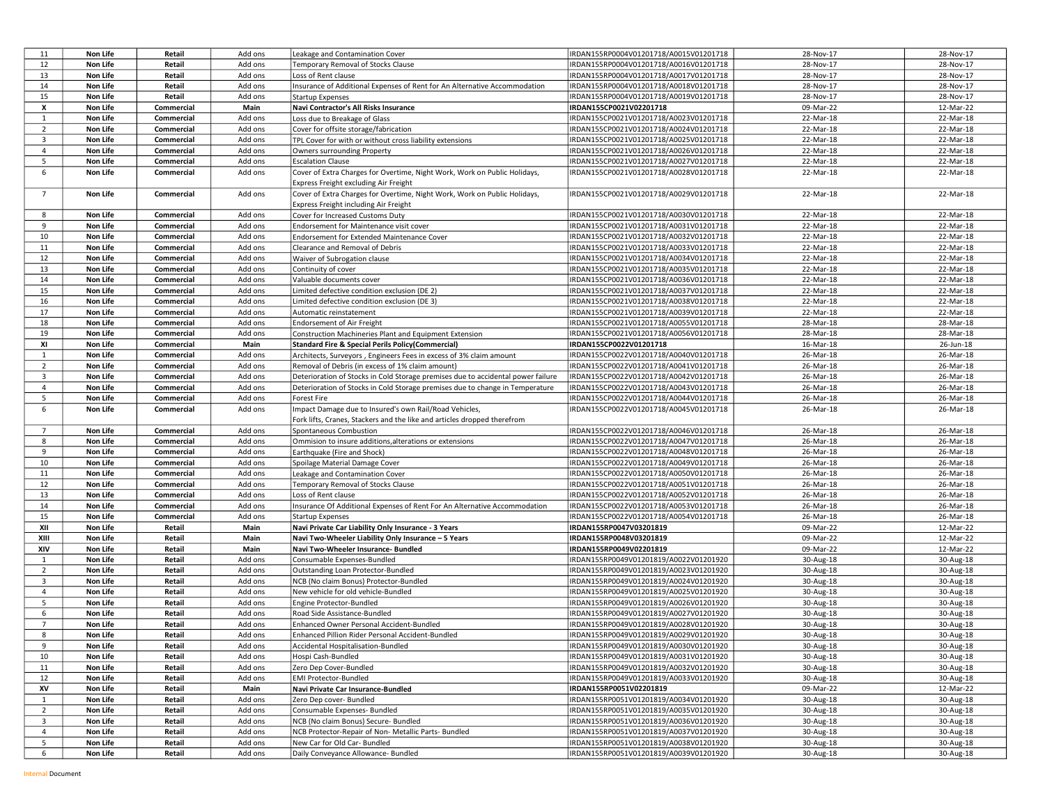| 11 | Non Life | Retail | Add ons | Leakage and Contamination Cover | IRDAN155RP0004V01201718/A0015V01201718 | 28-Nov-17 | 28-Nov-17 |
|---|---|---|---|---|---|---|---|
| 12 | Non Life | Retail | Add ons | Temporary Removal of Stocks Clause | IRDAN155RP0004V01201718/A0016V01201718 | 28-Nov-17 | 28-Nov-17 |
| 13 | Non Life | Retail | Add ons | Loss of Rent clause | IRDAN155RP0004V01201718/A0017V01201718 | 28-Nov-17 | 28-Nov-17 |
| 14 | Non Life | Retail | Add ons | Insurance of Additional Expenses of Rent for An Alternative Accommodation | IRDAN155RP0004V01201718/A0018V01201718 | 28-Nov-17 | 28-Nov-17 |
| 15 | Non Life | Retail | Add ons | Startup Expenses | IRDAN155RP0004V01201718/A0019V01201718 | 28-Nov-17 | 28-Nov-17 |
| **X** | **Non Life** | **Commercial** | **Main** | **Navi Contractor's All Risks Insurance** | **IRDAN155CP0021V02201718** | 09-Mar-22 | 12-Mar-22 |
| 1 | Non Life | Commercial | Add ons | Loss due to Breakage of Glass | IRDAN155CP0021V01201718/A0023V01201718 | 22-Mar-18 | 22-Mar-18 |
| 2 | Non Life | Commercial | Add ons | Cover for offsite storage/fabrication | IRDAN155CP0021V01201718/A0024V01201718 | 22-Mar-18 | 22-Mar-18 |
| 3 | Non Life | Commercial | Add ons | TPL Cover for with or without cross liability extensions | IRDAN155CP0021V01201718/A0025V01201718 | 22-Mar-18 | 22-Mar-18 |
| 4 | Non Life | Commercial | Add ons | Owners surrounding Property | IRDAN155CP0021V01201718/A0026V01201718 | 22-Mar-18 | 22-Mar-18 |
| 5 | Non Life | Commercial | Add ons | Escalation Clause | IRDAN155CP0021V01201718/A0027V01201718 | 22-Mar-18 | 22-Mar-18 |
| 6 | Non Life | Commercial | Add ons | Cover of Extra Charges for Overtime, Night Work, Work on Public Holidays, Express Freight excluding Air Freight | IRDAN155CP0021V01201718/A0028V01201718 | 22-Mar-18 | 22-Mar-18 |
| 7 | Non Life | Commercial | Add ons | Cover of Extra Charges for Overtime, Night Work, Work on Public Holidays, Express Freight including Air Freight | IRDAN155CP0021V01201718/A0029V01201718 | 22-Mar-18 | 22-Mar-18 |
| 8 | Non Life | Commercial | Add ons | Cover for Increased Customs Duty | IRDAN155CP0021V01201718/A0030V01201718 | 22-Mar-18 | 22-Mar-18 |
| 9 | Non Life | Commercial | Add ons | Endorsement for Maintenance visit cover | IRDAN155CP0021V01201718/A0031V01201718 | 22-Mar-18 | 22-Mar-18 |
| 10 | Non Life | Commercial | Add ons | Endorsement for Extended Maintenance Cover | IRDAN155CP0021V01201718/A0032V01201718 | 22-Mar-18 | 22-Mar-18 |
| 11 | Non Life | Commercial | Add ons | Clearance and Removal of Debris | IRDAN155CP0021V01201718/A0033V01201718 | 22-Mar-18 | 22-Mar-18 |
| 12 | Non Life | Commercial | Add ons | Waiver of Subrogation clause | IRDAN155CP0021V01201718/A0034V01201718 | 22-Mar-18 | 22-Mar-18 |
| 13 | Non Life | Commercial | Add ons | Continuity of cover | IRDAN155CP0021V01201718/A0035V01201718 | 22-Mar-18 | 22-Mar-18 |
| 14 | Non Life | Commercial | Add ons | Valuable documents cover | IRDAN155CP0021V01201718/A0036V01201718 | 22-Mar-18 | 22-Mar-18 |
| 15 | Non Life | Commercial | Add ons | Limited defective condition exclusion (DE 2) | IRDAN155CP0021V01201718/A0037V01201718 | 22-Mar-18 | 22-Mar-18 |
| 16 | Non Life | Commercial | Add ons | Limited defective condition exclusion (DE 3) | IRDAN155CP0021V01201718/A0038V01201718 | 22-Mar-18 | 22-Mar-18 |
| 17 | Non Life | Commercial | Add ons | Automatic reinstatement | IRDAN155CP0021V01201718/A0039V01201718 | 22-Mar-18 | 22-Mar-18 |
| 18 | Non Life | Commercial | Add ons | Endorsement of Air Freight | IRDAN155CP0021V01201718/A0055V01201718 | 28-Mar-18 | 28-Mar-18 |
| 19 | Non Life | Commercial | Add ons | Construction Machineries Plant and Equipment Extension | IRDAN155CP0021V01201718/A0056V01201718 | 28-Mar-18 | 28-Mar-18 |
| **XI** | **Non Life** | **Commercial** | **Main** | **Standard Fire & Special Perils Policy(Commercial)** | **IRDAN155CP0022V01201718** | 16-Mar-18 | 26-Jun-18 |
| 1 | Non Life | Commercial | Add ons | Architects, Surveyors , Engineers Fees in excess of 3% claim amount | IRDAN155CP0022V01201718/A0040V01201718 | 26-Mar-18 | 26-Mar-18 |
| 2 | Non Life | Commercial | Add ons | Removal of Debris (in excess of 1% claim amount) | IRDAN155CP0022V01201718/A0041V01201718 | 26-Mar-18 | 26-Mar-18 |
| 3 | Non Life | Commercial | Add ons | Deterioration of Stocks in Cold Storage premises due to accidental power failure | IRDAN155CP0022V01201718/A0042V01201718 | 26-Mar-18 | 26-Mar-18 |
| 4 | Non Life | Commercial | Add ons | Deterioration of Stocks in Cold Storage premises due to change in Temperature | IRDAN155CP0022V01201718/A0043V01201718 | 26-Mar-18 | 26-Mar-18 |
| 5 | Non Life | Commercial | Add ons | Forest Fire | IRDAN155CP0022V01201718/A0044V01201718 | 26-Mar-18 | 26-Mar-18 |
| 6 | Non Life | Commercial | Add ons | Impact Damage due to Insured's own Rail/Road Vehicles, Fork lifts, Cranes, Stackers and the like and articles dropped therefrom | IRDAN155CP0022V01201718/A0045V01201718 | 26-Mar-18 | 26-Mar-18 |
| 7 | Non Life | Commercial | Add ons | Spontaneous Combustion | IRDAN155CP0022V01201718/A0046V01201718 | 26-Mar-18 | 26-Mar-18 |
| 8 | Non Life | Commercial | Add ons | Ommision to insure additions,alterations or extensions | IRDAN155CP0022V01201718/A0047V01201718 | 26-Mar-18 | 26-Mar-18 |
| 9 | Non Life | Commercial | Add ons | Earthquake (Fire and Shock) | IRDAN155CP0022V01201718/A0048V01201718 | 26-Mar-18 | 26-Mar-18 |
| 10 | Non Life | Commercial | Add ons | Spoilage Material Damage Cover | IRDAN155CP0022V01201718/A0049V01201718 | 26-Mar-18 | 26-Mar-18 |
| 11 | Non Life | Commercial | Add ons | Leakage and Contamination Cover | IRDAN155CP0022V01201718/A0050V01201718 | 26-Mar-18 | 26-Mar-18 |
| 12 | Non Life | Commercial | Add ons | Temporary Removal of Stocks Clause | IRDAN155CP0022V01201718/A0051V01201718 | 26-Mar-18 | 26-Mar-18 |
| 13 | Non Life | Commercial | Add ons | Loss of Rent clause | IRDAN155CP0022V01201718/A0052V01201718 | 26-Mar-18 | 26-Mar-18 |
| 14 | Non Life | Commercial | Add ons | Insurance Of Additional Expenses of Rent For An Alternative Accommodation | IRDAN155CP0022V01201718/A0053V01201718 | 26-Mar-18 | 26-Mar-18 |
| 15 | Non Life | Commercial | Add ons | Startup Expenses | IRDAN155CP0022V01201718/A0054V01201718 | 26-Mar-18 | 26-Mar-18 |
| **XII** | **Non Life** | **Retail** | **Main** | **Navi Private Car Liability Only Insurance - 3 Years** | **IRDAN155RP0047V03201819** | 09-Mar-22 | 12-Mar-22 |
| **XIII** | **Non Life** | **Retail** | **Main** | **Navi Two-Wheeler Liability Only Insurance – 5 Years** | **IRDAN155RP0048V03201819** | 09-Mar-22 | 12-Mar-22 |
| **XIV** | **Non Life** | **Retail** | **Main** | **Navi Two-Wheeler Insurance- Bundled** | **IRDAN155RP0049V02201819** | 09-Mar-22 | 12-Mar-22 |
| 1 | Non Life | Retail | Add ons | Consumable Expenses-Bundled | IRDAN155RP0049V01201819/A0022V01201920 | 30-Aug-18 | 30-Aug-18 |
| 2 | Non Life | Retail | Add ons | Outstanding Loan Protector-Bundled | IRDAN155RP0049V01201819/A0023V01201920 | 30-Aug-18 | 30-Aug-18 |
| 3 | Non Life | Retail | Add ons | NCB (No claim Bonus) Protector-Bundled | IRDAN155RP0049V01201819/A0024V01201920 | 30-Aug-18 | 30-Aug-18 |
| 4 | Non Life | Retail | Add ons | New vehicle for old vehicle-Bundled | IRDAN155RP0049V01201819/A0025V01201920 | 30-Aug-18 | 30-Aug-18 |
| 5 | Non Life | Retail | Add ons | Engine Protector-Bundled | IRDAN155RP0049V01201819/A0026V01201920 | 30-Aug-18 | 30-Aug-18 |
| 6 | Non Life | Retail | Add ons | Road Side Assistance-Bundled | IRDAN155RP0049V01201819/A0027V01201920 | 30-Aug-18 | 30-Aug-18 |
| 7 | Non Life | Retail | Add ons | Enhanced Owner Personal Accident-Bundled | IRDAN155RP0049V01201819/A0028V01201920 | 30-Aug-18 | 30-Aug-18 |
| 8 | Non Life | Retail | Add ons | Enhanced Pillion Rider Personal Accident-Bundled | IRDAN155RP0049V01201819/A0029V01201920 | 30-Aug-18 | 30-Aug-18 |
| 9 | Non Life | Retail | Add ons | Accidental Hospitalisation-Bundled | IRDAN155RP0049V01201819/A0030V01201920 | 30-Aug-18 | 30-Aug-18 |
| 10 | Non Life | Retail | Add ons | Hospi Cash-Bundled | IRDAN155RP0049V01201819/A0031V01201920 | 30-Aug-18 | 30-Aug-18 |
| 11 | Non Life | Retail | Add ons | Zero Dep Cover-Bundled | IRDAN155RP0049V01201819/A0032V01201920 | 30-Aug-18 | 30-Aug-18 |
| 12 | Non Life | Retail | Add ons | EMI Protector-Bundled | IRDAN155RP0049V01201819/A0033V01201920 | 30-Aug-18 | 30-Aug-18 |
| **XV** | **Non Life** | **Retail** | **Main** | **Navi Private Car Insurance-Bundled** | **IRDAN155RP0051V02201819** | 09-Mar-22 | 12-Mar-22 |
| 1 | Non Life | Retail | Add ons | Zero Dep cover- Bundled | IRDAN155RP0051V01201819/A0034V01201920 | 30-Aug-18 | 30-Aug-18 |
| 2 | Non Life | Retail | Add ons | Consumable Expenses- Bundled | IRDAN155RP0051V01201819/A0035V01201920 | 30-Aug-18 | 30-Aug-18 |
| 3 | Non Life | Retail | Add ons | NCB (No claim Bonus) Secure- Bundled | IRDAN155RP0051V01201819/A0036V01201920 | 30-Aug-18 | 30-Aug-18 |
| 4 | Non Life | Retail | Add ons | NCB Protector-Repair of Non- Metallic Parts- Bundled | IRDAN155RP0051V01201819/A0037V01201920 | 30-Aug-18 | 30-Aug-18 |
| 5 | Non Life | Retail | Add ons | New Car for Old Car- Bundled | IRDAN155RP0051V01201819/A0038V01201920 | 30-Aug-18 | 30-Aug-18 |
| 6 | Non Life | Retail | Add ons | Daily Conveyance Allowance- Bundled | IRDAN155RP0051V01201819/A0039V01201920 | 30-Aug-18 | 30-Aug-18 |

Internal Document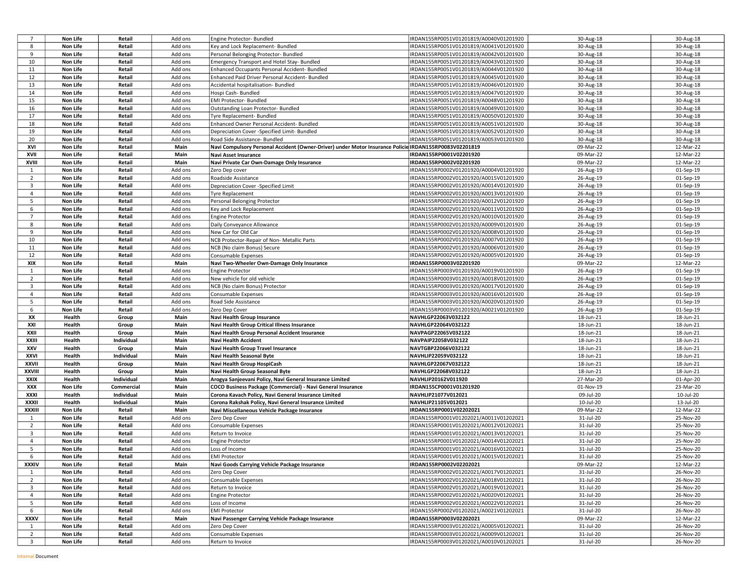| 7 | Non Life | Retail | Add ons | Engine Protector- Bundled | IRDAN155RP0051V01201819/A0040V01201920 | 30-Aug-18 | 30-Aug-18 |
|---|---|---|---|---|---|---|---|
| 8 | Non Life | Retail | Add ons | Key and Lock Replacement- Bundled | IRDAN155RP0051V01201819/A0041V01201920 | 30-Aug-18 | 30-Aug-18 |
| 9 | Non Life | Retail | Add ons | Personal Belonging Protector- Bundled | IRDAN155RP0051V01201819/A0042V01201920 | 30-Aug-18 | 30-Aug-18 |
| 10 | Non Life | Retail | Add ons | Emergency Transport and Hotel Stay- Bundled | IRDAN155RP0051V01201819/A0043V01201920 | 30-Aug-18 | 30-Aug-18 |
| 11 | Non Life | Retail | Add ons | Enhanced Occupants Personal Accident- Bundled | IRDAN155RP0051V01201819/A0044V01201920 | 30-Aug-18 | 30-Aug-18 |
| 12 | Non Life | Retail | Add ons | Enhanced Paid Driver Personal Accident- Bundled | IRDAN155RP0051V01201819/A0045V01201920 | 30-Aug-18 | 30-Aug-18 |
| 13 | Non Life | Retail | Add ons | Accidental hospitalisation- Bundled | IRDAN155RP0051V01201819/A0046V01201920 | 30-Aug-18 | 30-Aug-18 |
| 14 | Non Life | Retail | Add ons | Hospi Cash- Bundled | IRDAN155RP0051V01201819/A0047V01201920 | 30-Aug-18 | 30-Aug-18 |
| 15 | Non Life | Retail | Add ons | EMI Protector- Bundled | IRDAN155RP0051V01201819/A0048V01201920 | 30-Aug-18 | 30-Aug-18 |
| 16 | Non Life | Retail | Add ons | Outstanding Loan Protector- Bundled | IRDAN155RP0051V01201819/A0049V01201920 | 30-Aug-18 | 30-Aug-18 |
| 17 | Non Life | Retail | Add ons | Tyre Replacement- Bundled | IRDAN155RP0051V01201819/A0050V01201920 | 30-Aug-18 | 30-Aug-18 |
| 18 | Non Life | Retail | Add ons | Enhanced Owner Personal Accident- Bundled | IRDAN155RP0051V01201819/A0051V01201920 | 30-Aug-18 | 30-Aug-18 |
| 19 | Non Life | Retail | Add ons | Depreciation Cover -Specified Limit- Bundled | IRDAN155RP0051V01201819/A0052V01201920 | 30-Aug-18 | 30-Aug-18 |
| 20 | Non Life | Retail | Add ons | Road Side Assistance- Bundled | IRDAN155RP0051V01201819/A0053V01201920 | 30-Aug-18 | 30-Aug-18 |
| **XVI** | **Non Life** | **Retail** | **Main** | **Navi Compulsory Personal Accident (Owner-Driver) under Motor Insurance Policie** | **IRDAN155RP0083V02201819** | 09-Mar-22 | 12-Mar-22 |
| **XVII** | **Non Life** | **Retail** | **Main** | **Navi Asset Insurance** | **IRDAN155RP0001V02201920** | 09-Mar-22 | 12-Mar-22 |
| **XVIII** | **Non Life** | **Retail** | **Main** | **Navi Private Car Own-Damage Only Insurance** | **IRDAN155RP0002V02201920** | 09-Mar-22 | 12-Mar-22 |
| 1 | Non Life | Retail | Add ons | Zero Dep cover | IRDAN155RP0002V01201920/A0004V01201920 | 26-Aug-19 | 01-Sep-19 |
| 2 | Non Life | Retail | Add ons | Roadside Assistance | IRDAN155RP0002V01201920/A0015V01201920 | 26-Aug-19 | 01-Sep-19 |
| 3 | Non Life | Retail | Add ons | Depreciation Cover -Specified Limit | IRDAN155RP0002V01201920/A0014V01201920 | 26-Aug-19 | 01-Sep-19 |
| 4 | Non Life | Retail | Add ons | Tyre Replacement | IRDAN155RP0002V01201920/A0013V01201920 | 26-Aug-19 | 01-Sep-19 |
| 5 | Non Life | Retail | Add ons | Personal Belonging Protector | IRDAN155RP0002V01201920/A0012V01201920 | 26-Aug-19 | 01-Sep-19 |
| 6 | Non Life | Retail | Add ons | Key and Lock Replacement | IRDAN155RP0002V01201920/A0011V01201920 | 26-Aug-19 | 01-Sep-19 |
| 7 | Non Life | Retail | Add ons | Engine Protector | IRDAN155RP0002V01201920/A0010V01201920 | 26-Aug-19 | 01-Sep-19 |
| 8 | Non Life | Retail | Add ons | Daily Conveyance Allowance | IRDAN155RP0002V01201920/A0009V01201920 | 26-Aug-19 | 01-Sep-19 |
| 9 | Non Life | Retail | Add ons | New Car for Old Car | IRDAN155RP0002V01201920/A0008V01201920 | 26-Aug-19 | 01-Sep-19 |
| 10 | Non Life | Retail | Add ons | NCB Protector-Repair of Non- Metallic Parts | IRDAN155RP0002V01201920/A0007V01201920 | 26-Aug-19 | 01-Sep-19 |
| 11 | Non Life | Retail | Add ons | NCB (No claim Bonus) Secure | IRDAN155RP0002V01201920/A0006V01201920 | 26-Aug-19 | 01-Sep-19 |
| 12 | Non Life | Retail | Add ons | Consumable Expenses | IRDAN155RP0002V01201920/A0005V01201920 | 26-Aug-19 | 01-Sep-19 |
| **XIX** | **Non Life** | **Retail** | **Main** | **Navi Two-Wheeler Own-Damage Only Insurance** | **IRDAN155RP0003V02201920** | 09-Mar-22 | 12-Mar-22 |
| 1 | Non Life | Retail | Add ons | Engine Protector | IRDAN155RP0003V01201920/A0019V01201920 | 26-Aug-19 | 01-Sep-19 |
| 2 | Non Life | Retail | Add ons | New vehicle for old vehicle | IRDAN155RP0003V01201920/A0018V01201920 | 26-Aug-19 | 01-Sep-19 |
| 3 | Non Life | Retail | Add ons | NCB (No claim Bonus) Protector | IRDAN155RP0003V01201920/A0017V01201920 | 26-Aug-19 | 01-Sep-19 |
| 4 | Non Life | Retail | Add ons | Consumable Expenses | IRDAN155RP0003V01201920/A0016V01201920 | 26-Aug-19 | 01-Sep-19 |
| 5 | Non Life | Retail | Add ons | Road Side Assistance | IRDAN155RP0003V01201920/A0020V01201920 | 26-Aug-19 | 01-Sep-19 |
| 6 | Non Life | Retail | Add ons | Zero Dep Cover | IRDAN155RP0003V01201920/A0021V01201920 | 26-Aug-19 | 01-Sep-19 |
| **XX** | **Health** | **Group** | **Main** | **Navi Health Group Insurance** | **NAVHLGP22063V032122** | 18-Jun-21 | 18-Jun-21 |
| **XXI** | **Health** | **Group** | **Main** | **Navi Health Group Critical Illness Insurance** | **NAVHLGP22064V032122** | 18-Jun-21 | 18-Jun-21 |
| **XXII** | **Health** | **Group** | **Main** | **Navi Health Group Personal Accident Insurance** | **NAVPAGP22065V032122** | 18-Jun-21 | 18-Jun-21 |
| **XXIII** | **Health** | **Individual** | **Main** | **Navi Health Accident** | **NAVPAIP22058V032122** | 18-Jun-21 | 18-Jun-21 |
| **XXV** | **Health** | **Group** | **Main** | **Navi Health Group Travel Insurance** | **NAVTGBP22066V032122** | 18-Jun-21 | 18-Jun-21 |
| **XXVI** | **Health** | **Individual** | **Main** | **Navi Health Seasonal Byte** | **NAVHLIP22059V032122** | 18-Jun-21 | 18-Jun-21 |
| **XXVII** | **Health** | **Group** | **Main** | **Navi Health Group HospiCash** | **NAVHLGP22067V032122** | 18-Jun-21 | 18-Jun-21 |
| **XXVIII** | **Health** | **Group** | **Main** | **Navi Health Group Seasonal Byte** | **NAVHLGP22068V032122** | 18-Jun-21 | 18-Jun-21 |
| **XXIX** | **Health** | **Individual** | **Main** | **Arogya Sanjeevani Policy, Navi General Insurance Limited** | **NAVHLIP20162V011920** | 27-Mar-20 | 01-Apr-20 |
| **XXX** | **Non Life** | **Commercial** | **Main** | **COCO Business Package (Commercial) - Navi General Insurance** | **IRDAN155CP0001V01201920** | 01-Nov-19 | 23-Mar-20 |
| **XXXI** | **Health** | **Individual** | **Main** | **Corona Kavach Policy, Navi General Insurance Limited** | **NAVHLIP21077V012021** | 09-Jul-20 | 10-Jul-20 |
| **XXXII** | **Health** | **Individual** | **Main** | **Corona Rakshak Policy, Navi General Insurance Limited** | **NAVHLIP21105V012021** | 10-Jul-20 | 13-Jul-20 |
| **XXXIII** | **Non Life** | **Retail** | **Main** | **Navi Miscellaneous Vehicle Package Insurance** | **IRDAN155RP0001V02202021** | 09-Mar-22 | 12-Mar-22 |
| 1 | Non Life | Retail | Add ons | Zero Dep Cover | IRDAN155RP0001V01202021/A0011V01202021 | 31-Jul-20 | 25-Nov-20 |
| 2 | Non Life | Retail | Add ons | Consumable Expenses | IRDAN155RP0001V01202021/A0012V01202021 | 31-Jul-20 | 25-Nov-20 |
| 3 | Non Life | Retail | Add ons | Return to Invoice | IRDAN155RP0001V01202021/A0013V01202021 | 31-Jul-20 | 25-Nov-20 |
| 4 | Non Life | Retail | Add ons | Engine Protector | IRDAN155RP0001V01202021/A0014V01202021 | 31-Jul-20 | 25-Nov-20 |
| 5 | Non Life | Retail | Add ons | Loss of Income | IRDAN155RP0001V01202021/A0016V01202021 | 31-Jul-20 | 25-Nov-20 |
| 6 | Non Life | Retail | Add ons | EMI Protector | IRDAN155RP0001V01202021/A0015V01202021 | 31-Jul-20 | 25-Nov-20 |
| **XXXIV** | **Non Life** | **Retail** | **Main** | **Navi Goods Carrying Vehicle Package Insurance** | **IRDAN155RP0002V02202021** | 09-Mar-22 | 12-Mar-22 |
| 1 | Non Life | Retail | Add ons | Zero Dep Cover | IRDAN155RP0002V01202021/A0017V01202021 | 31-Jul-20 | 26-Nov-20 |
| 2 | Non Life | Retail | Add ons | Consumable Expenses | IRDAN155RP0002V01202021/A0018V01202021 | 31-Jul-20 | 26-Nov-20 |
| 3 | Non Life | Retail | Add ons | Return to Invoice | IRDAN155RP0002V01202021/A0019V01202021 | 31-Jul-20 | 26-Nov-20 |
| 4 | Non Life | Retail | Add ons | Engine Protector | IRDAN155RP0002V01202021/A0020V01202021 | 31-Jul-20 | 26-Nov-20 |
| 5 | Non Life | Retail | Add ons | Loss of Income | IRDAN155RP0002V01202021/A0022V01202021 | 31-Jul-20 | 26-Nov-20 |
| 6 | Non Life | Retail | Add ons | EMI Protector | IRDAN155RP0002V01202021/A0021V01202021 | 31-Jul-20 | 26-Nov-20 |
| **XXXV** | **Non Life** | **Retail** | **Main** | **Navi Passenger Carrying Vehicle Package Insurance** | **IRDAN155RP0003V02202021** | 09-Mar-22 | 12-Mar-22 |
| 1 | Non Life | Retail | Add ons | Zero Dep Cover | IRDAN155RP0003V01202021/A0005V01202021 | 31-Jul-20 | 26-Nov-20 |
| 2 | Non Life | Retail | Add ons | Consumable Expenses | IRDAN155RP0003V01202021/A0009V01202021 | 31-Jul-20 | 26-Nov-20 |
| 3 | Non Life | Retail | Add ons | Return to Invoice | IRDAN155RP0003V01202021/A0010V01202021 | 31-Jul-20 | 26-Nov-20 |

Internal Document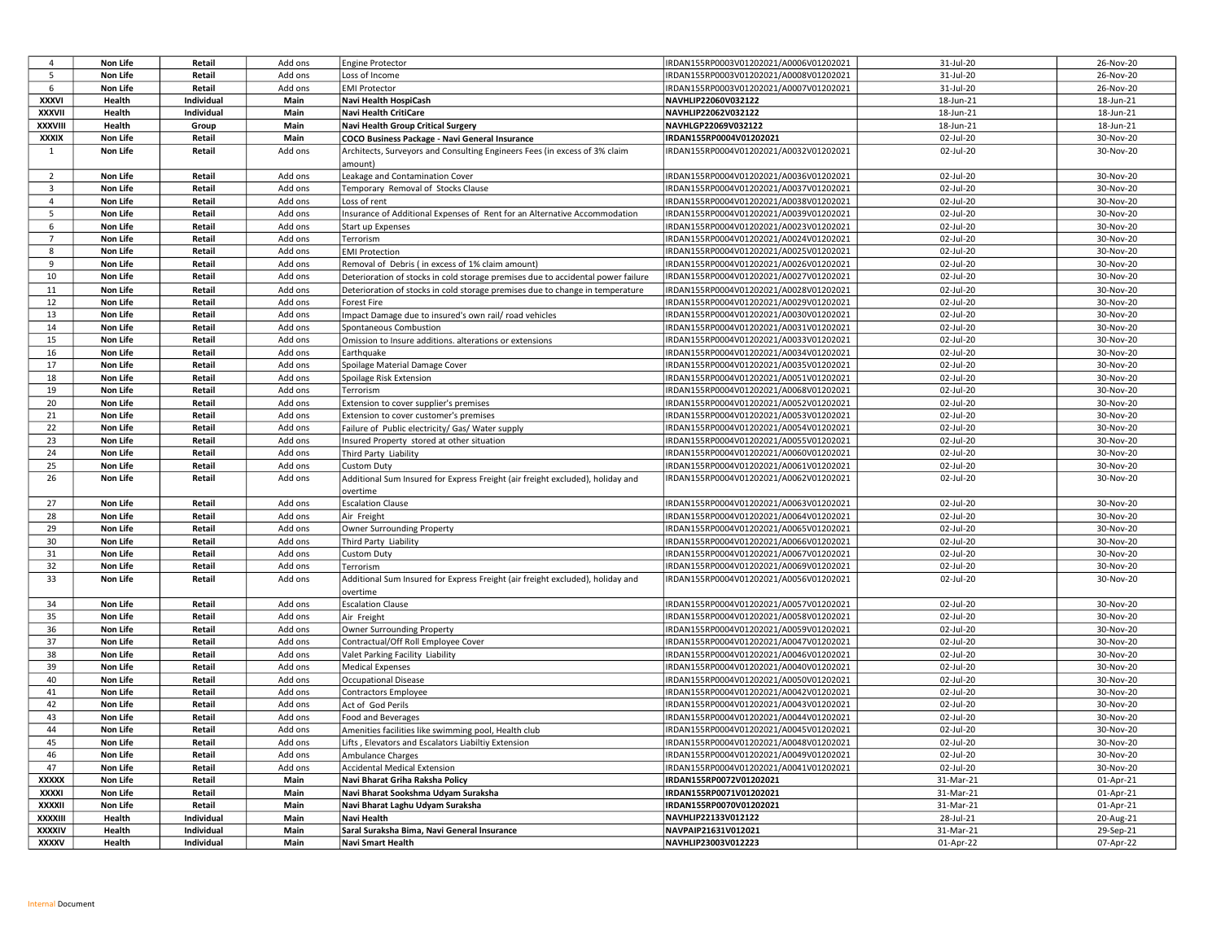| 4 | **Non Life** | **Retail** | Add ons | Engine Protector | IRDAN155RP0003V01202021/A0006V01202021 | 31-Jul-20 | 26-Nov-20 |
|---|---|---|---|---|---|---|---|
| 5 | **Non Life** | **Retail** | Add ons | Loss of Income | IRDAN155RP0003V01202021/A0008V01202021 | 31-Jul-20 | 26-Nov-20 |
| 6 | **Non Life** | **Retail** | Add ons | EMI Protector | IRDAN155RP0003V01202021/A0007V01202021 | 31-Jul-20 | 26-Nov-20 |
| **XXXVI** | **Health** | **Individual** | **Main** | **Navi Health HospiCash** | **NAVHLIP22060V032122** | 18-Jun-21 | 18-Jun-21 |
| **XXXVII** | **Health** | **Individual** | **Main** | **Navi Health CritiCare** | **NAVHLIP22062V032122** | 18-Jun-21 | 18-Jun-21 |
| **XXXVIII** | **Health** | **Group** | **Main** | **Navi Health Group Critical Surgery** | **NAVHLGP22069V032122** | 18-Jun-21 | 18-Jun-21 |
| **XXXIX** | **Non Life** | **Retail** | **Main** | **COCO Business Package - Navi General Insurance** | **IRDAN155RP0004V01202021** | 02-Jul-20 | 30-Nov-20 |
| 1 | **Non Life** | **Retail** | Add ons | Architects, Surveyors and Consulting Engineers Fees (in excess of 3% claim amount) | IRDAN155RP0004V01202021/A0032V01202021 | 02-Jul-20 | 30-Nov-20 |
| 2 | **Non Life** | **Retail** | Add ons | Leakage and Contamination Cover | IRDAN155RP0004V01202021/A0036V01202021 | 02-Jul-20 | 30-Nov-20 |
| 3 | **Non Life** | **Retail** | Add ons | Temporary Removal of Stocks Clause | IRDAN155RP0004V01202021/A0037V01202021 | 02-Jul-20 | 30-Nov-20 |
| 4 | **Non Life** | **Retail** | Add ons | Loss of rent | IRDAN155RP0004V01202021/A0038V01202021 | 02-Jul-20 | 30-Nov-20 |
| 5 | **Non Life** | **Retail** | Add ons | Insurance of Additional Expenses of Rent for an Alternative Accommodation | IRDAN155RP0004V01202021/A0039V01202021 | 02-Jul-20 | 30-Nov-20 |
| 6 | **Non Life** | **Retail** | Add ons | Start up Expenses | IRDAN155RP0004V01202021/A0023V01202021 | 02-Jul-20 | 30-Nov-20 |
| 7 | **Non Life** | **Retail** | Add ons | Terrorism | IRDAN155RP0004V01202021/A0024V01202021 | 02-Jul-20 | 30-Nov-20 |
| 8 | **Non Life** | **Retail** | Add ons | EMI Protection | IRDAN155RP0004V01202021/A0025V01202021 | 02-Jul-20 | 30-Nov-20 |
| 9 | **Non Life** | **Retail** | Add ons | Removal of Debris ( in excess of 1% claim amount) | IRDAN155RP0004V01202021/A0026V01202021 | 02-Jul-20 | 30-Nov-20 |
| 10 | **Non Life** | **Retail** | Add ons | Deterioration of stocks in cold storage premises due to accidental power failure | IRDAN155RP0004V01202021/A0027V01202021 | 02-Jul-20 | 30-Nov-20 |
| 11 | **Non Life** | **Retail** | Add ons | Deterioration of stocks in cold storage premises due to change in temperature | IRDAN155RP0004V01202021/A0028V01202021 | 02-Jul-20 | 30-Nov-20 |
| 12 | **Non Life** | **Retail** | Add ons | Forest Fire | IRDAN155RP0004V01202021/A0029V01202021 | 02-Jul-20 | 30-Nov-20 |
| 13 | **Non Life** | **Retail** | Add ons | Impact Damage due to insured's own rail/ road vehicles | IRDAN155RP0004V01202021/A0030V01202021 | 02-Jul-20 | 30-Nov-20 |
| 14 | **Non Life** | **Retail** | Add ons | Spontaneous Combustion | IRDAN155RP0004V01202021/A0031V01202021 | 02-Jul-20 | 30-Nov-20 |
| 15 | **Non Life** | **Retail** | Add ons | Omission to Insure additions. alterations or extensions | IRDAN155RP0004V01202021/A0033V01202021 | 02-Jul-20 | 30-Nov-20 |
| 16 | **Non Life** | **Retail** | Add ons | Earthquake | IRDAN155RP0004V01202021/A0034V01202021 | 02-Jul-20 | 30-Nov-20 |
| 17 | **Non Life** | **Retail** | Add ons | Spoilage Material Damage Cover | IRDAN155RP0004V01202021/A0035V01202021 | 02-Jul-20 | 30-Nov-20 |
| 18 | **Non Life** | **Retail** | Add ons | Spoilage Risk Extension | IRDAN155RP0004V01202021/A0051V01202021 | 02-Jul-20 | 30-Nov-20 |
| 19 | **Non Life** | **Retail** | Add ons | Terrorism | IRDAN155RP0004V01202021/A0068V01202021 | 02-Jul-20 | 30-Nov-20 |
| 20 | **Non Life** | **Retail** | Add ons | Extension to cover supplier's premises | IRDAN155RP0004V01202021/A0052V01202021 | 02-Jul-20 | 30-Nov-20 |
| 21 | **Non Life** | **Retail** | Add ons | Extension to cover customer's premises | IRDAN155RP0004V01202021/A0053V01202021 | 02-Jul-20 | 30-Nov-20 |
| 22 | **Non Life** | **Retail** | Add ons | Failure of Public electricity/ Gas/ Water supply | IRDAN155RP0004V01202021/A0054V01202021 | 02-Jul-20 | 30-Nov-20 |
| 23 | **Non Life** | **Retail** | Add ons | Insured Property stored at other situation | IRDAN155RP0004V01202021/A0055V01202021 | 02-Jul-20 | 30-Nov-20 |
| 24 | **Non Life** | **Retail** | Add ons | Third Party Liability | IRDAN155RP0004V01202021/A0060V01202021 | 02-Jul-20 | 30-Nov-20 |
| 25 | **Non Life** | **Retail** | Add ons | Custom Duty | IRDAN155RP0004V01202021/A0061V01202021 | 02-Jul-20 | 30-Nov-20 |
| 26 | **Non Life** | **Retail** | Add ons | Additional Sum Insured for Express Freight (air freight excluded), holiday and overtime | IRDAN155RP0004V01202021/A0062V01202021 | 02-Jul-20 | 30-Nov-20 |
| 27 | **Non Life** | **Retail** | Add ons | Escalation Clause | IRDAN155RP0004V01202021/A0063V01202021 | 02-Jul-20 | 30-Nov-20 |
| 28 | **Non Life** | **Retail** | Add ons | Air Freight | IRDAN155RP0004V01202021/A0064V01202021 | 02-Jul-20 | 30-Nov-20 |
| 29 | **Non Life** | **Retail** | Add ons | Owner Surrounding Property | IRDAN155RP0004V01202021/A0065V01202021 | 02-Jul-20 | 30-Nov-20 |
| 30 | **Non Life** | **Retail** | Add ons | Third Party Liability | IRDAN155RP0004V01202021/A0066V01202021 | 02-Jul-20 | 30-Nov-20 |
| 31 | **Non Life** | **Retail** | Add ons | Custom Duty | IRDAN155RP0004V01202021/A0067V01202021 | 02-Jul-20 | 30-Nov-20 |
| 32 | **Non Life** | **Retail** | Add ons | Terrorism | IRDAN155RP0004V01202021/A0069V01202021 | 02-Jul-20 | 30-Nov-20 |
| 33 | **Non Life** | **Retail** | Add ons | Additional Sum Insured for Express Freight (air freight excluded), holiday and overtime | IRDAN155RP0004V01202021/A0056V01202021 | 02-Jul-20 | 30-Nov-20 |
| 34 | **Non Life** | **Retail** | Add ons | Escalation Clause | IRDAN155RP0004V01202021/A0057V01202021 | 02-Jul-20 | 30-Nov-20 |
| 35 | **Non Life** | **Retail** | Add ons | Air Freight | IRDAN155RP0004V01202021/A0058V01202021 | 02-Jul-20 | 30-Nov-20 |
| 36 | **Non Life** | **Retail** | Add ons | Owner Surrounding Property | IRDAN155RP0004V01202021/A0059V01202021 | 02-Jul-20 | 30-Nov-20 |
| 37 | **Non Life** | **Retail** | Add ons | Contractual/Off Roll Employee Cover | IRDAN155RP0004V01202021/A0047V01202021 | 02-Jul-20 | 30-Nov-20 |
| 38 | **Non Life** | **Retail** | Add ons | Valet Parking Facility Liability | IRDAN155RP0004V01202021/A0046V01202021 | 02-Jul-20 | 30-Nov-20 |
| 39 | **Non Life** | **Retail** | Add ons | Medical Expenses | IRDAN155RP0004V01202021/A0040V01202021 | 02-Jul-20 | 30-Nov-20 |
| 40 | **Non Life** | **Retail** | Add ons | Occupational Disease | IRDAN155RP0004V01202021/A0050V01202021 | 02-Jul-20 | 30-Nov-20 |
| 41 | **Non Life** | **Retail** | Add ons | Contractors Employee | IRDAN155RP0004V01202021/A0042V01202021 | 02-Jul-20 | 30-Nov-20 |
| 42 | **Non Life** | **Retail** | Add ons | Act of God Perils | IRDAN155RP0004V01202021/A0043V01202021 | 02-Jul-20 | 30-Nov-20 |
| 43 | **Non Life** | **Retail** | Add ons | Food and Beverages | IRDAN155RP0004V01202021/A0044V01202021 | 02-Jul-20 | 30-Nov-20 |
| 44 | **Non Life** | **Retail** | Add ons | Amenities facilities like swimming pool, Health club | IRDAN155RP0004V01202021/A0045V01202021 | 02-Jul-20 | 30-Nov-20 |
| 45 | **Non Life** | **Retail** | Add ons | Lifts , Elevators and Escalators Liabiltiy Extension | IRDAN155RP0004V01202021/A0048V01202021 | 02-Jul-20 | 30-Nov-20 |
| 46 | **Non Life** | **Retail** | Add ons | Ambulance Charges | IRDAN155RP0004V01202021/A0049V01202021 | 02-Jul-20 | 30-Nov-20 |
| 47 | **Non Life** | **Retail** | Add ons | Accidental Medical Extension | IRDAN155RP0004V01202021/A0041V01202021 | 02-Jul-20 | 30-Nov-20 |
| **XXXXX** | **Non Life** | **Retail** | **Main** | **Navi Bharat Griha Raksha Policy** | **IRDAN155RP0072V01202021** | 31-Mar-21 | 01-Apr-21 |
| **XXXXI** | **Non Life** | **Retail** | **Main** | **Navi Bharat Sookshma Udyam Suraksha** | **IRDAN155RP0071V01202021** | 31-Mar-21 | 01-Apr-21 |
| **XXXXII** | **Non Life** | **Retail** | **Main** | **Navi Bharat Laghu Udyam Suraksha** | **IRDAN155RP0070V01202021** | 31-Mar-21 | 01-Apr-21 |
| **XXXXIII** | **Health** | **Individual** | **Main** | **Navi Health** | **NAVHLIP22133V012122** | 28-Jul-21 | 20-Aug-21 |
| **XXXXIV** | **Health** | **Individual** | **Main** | **Saral Suraksha Bima, Navi General Insurance** | **NAVPAIP21631V012021** | 31-Mar-21 | 29-Sep-21 |
| **XXXXV** | **Health** | **Individual** | **Main** | **Navi Smart Health** | **NAVHLIP23003V012223** | 01-Apr-22 | 07-Apr-22 |

Internal Document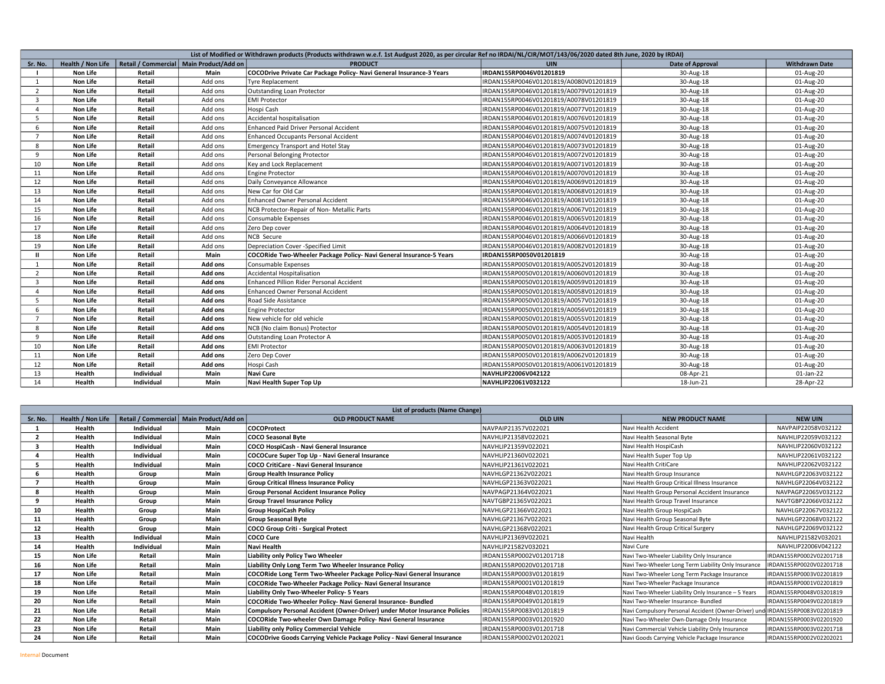| List of Modified or Withdrawn products (Products withdrawn w.e.f. 1st Audgust 2020, as per circular Ref no IRDAI/NL/CIR/MOT/143/06/2020 dated 8th June, 2020 by IRDAI) | | | | | | | |
|---|---|---|---|---|---|---|---|
| **Sr. No.** | **Health / Non Life** | **Retail / Commercial** | **Main Product/Add on** | **PRODUCT** | **UIN** | **Date of Approval** | **Withdrawn Date** |
| **I** | **Non Life** | **Retail** | **Main** | **COCODrive Private Car Package Policy- Navi General Insurance-3 Years** | **IRDAN155RP0046V01201819** | 30-Aug-18 | 01-Aug-20 |
| 1 | **Non Life** | **Retail** | Add ons | Tyre Replacement | IRDAN155RP0046V01201819/A0080V01201819 | 30-Aug-18 | 01-Aug-20 |
| 2 | **Non Life** | **Retail** | Add ons | Outstanding Loan Protector | IRDAN155RP0046V01201819/A0079V01201819 | 30-Aug-18 | 01-Aug-20 |
| 3 | **Non Life** | **Retail** | Add ons | EMI Protector | IRDAN155RP0046V01201819/A0078V01201819 | 30-Aug-18 | 01-Aug-20 |
| 4 | **Non Life** | **Retail** | Add ons | Hospi Cash | IRDAN155RP0046V01201819/A0077V01201819 | 30-Aug-18 | 01-Aug-20 |
| 5 | **Non Life** | **Retail** | Add ons | Accidental hospitalisation | IRDAN155RP0046V01201819/A0076V01201819 | 30-Aug-18 | 01-Aug-20 |
| 6 | **Non Life** | **Retail** | Add ons | Enhanced Paid Driver Personal Accident | IRDAN155RP0046V01201819/A0075V01201819 | 30-Aug-18 | 01-Aug-20 |
| 7 | **Non Life** | **Retail** | Add ons | Enhanced Occupants Personal Accident | IRDAN155RP0046V01201819/A0074V01201819 | 30-Aug-18 | 01-Aug-20 |
| 8 | **Non Life** | **Retail** | Add ons | Emergency Transport and Hotel Stay | IRDAN155RP0046V01201819/A0073V01201819 | 30-Aug-18 | 01-Aug-20 |
| 9 | **Non Life** | **Retail** | Add ons | Personal Belonging Protector | IRDAN155RP0046V01201819/A0072V01201819 | 30-Aug-18 | 01-Aug-20 |
| 10 | **Non Life** | **Retail** | Add ons | Key and Lock Replacement | IRDAN155RP0046V01201819/A0071V01201819 | 30-Aug-18 | 01-Aug-20 |
| 11 | **Non Life** | **Retail** | Add ons | Engine Protector | IRDAN155RP0046V01201819/A0070V01201819 | 30-Aug-18 | 01-Aug-20 |
| 12 | **Non Life** | **Retail** | Add ons | Daily Conveyance Allowance | IRDAN155RP0046V01201819/A0069V01201819 | 30-Aug-18 | 01-Aug-20 |
| 13 | **Non Life** | **Retail** | Add ons | New Car for Old Car | IRDAN155RP0046V01201819/A0068V01201819 | 30-Aug-18 | 01-Aug-20 |
| 14 | **Non Life** | **Retail** | Add ons | Enhanced Owner Personal Accident | IRDAN155RP0046V01201819/A0081V01201819 | 30-Aug-18 | 01-Aug-20 |
| 15 | **Non Life** | **Retail** | Add ons | NCB Protector-Repair of Non- Metallic Parts | IRDAN155RP0046V01201819/A0067V01201819 | 30-Aug-18 | 01-Aug-20 |
| 16 | **Non Life** | **Retail** | Add ons | Consumable Expenses | IRDAN155RP0046V01201819/A0065V01201819 | 30-Aug-18 | 01-Aug-20 |
| 17 | **Non Life** | **Retail** | Add ons | Zero Dep cover | IRDAN155RP0046V01201819/A0064V01201819 | 30-Aug-18 | 01-Aug-20 |
| 18 | **Non Life** | **Retail** | Add ons | NCB Secure | IRDAN155RP0046V01201819/A0066V01201819 | 30-Aug-18 | 01-Aug-20 |
| 19 | **Non Life** | **Retail** | Add ons | Depreciation Cover -Specified Limit | IRDAN155RP0046V01201819/A0082V01201819 | 30-Aug-18 | 01-Aug-20 |
| **II** | **Non Life** | **Retail** | **Main** | **COCORide Two-Wheeler Package Policy- Navi General Insurance-5 Years** | **IRDAN155RP0050V01201819** | 30-Aug-18 | 01-Aug-20 |
| 1 | **Non Life** | **Retail** | **Add ons** | Consumable Expenses | IRDAN155RP0050V01201819/A0052V01201819 | 30-Aug-18 | 01-Aug-20 |
| 2 | **Non Life** | **Retail** | **Add ons** | Accidental Hospitalisation | IRDAN155RP0050V01201819/A0060V01201819 | 30-Aug-18 | 01-Aug-20 |
| 3 | **Non Life** | **Retail** | **Add ons** | Enhanced Pillion Rider Personal Accident | IRDAN155RP0050V01201819/A0059V01201819 | 30-Aug-18 | 01-Aug-20 |
| 4 | **Non Life** | **Retail** | **Add ons** | Enhanced Owner Personal Accident | IRDAN155RP0050V01201819/A0058V01201819 | 30-Aug-18 | 01-Aug-20 |
| 5 | **Non Life** | **Retail** | **Add ons** | Road Side Assistance | IRDAN155RP0050V01201819/A0057V01201819 | 30-Aug-18 | 01-Aug-20 |
| 6 | **Non Life** | **Retail** | **Add ons** | Engine Protector | IRDAN155RP0050V01201819/A0056V01201819 | 30-Aug-18 | 01-Aug-20 |
| 7 | **Non Life** | **Retail** | **Add ons** | New vehicle for old vehicle | IRDAN155RP0050V01201819/A0055V01201819 | 30-Aug-18 | 01-Aug-20 |
| 8 | **Non Life** | **Retail** | **Add ons** | NCB (No claim Bonus) Protector | IRDAN155RP0050V01201819/A0054V01201819 | 30-Aug-18 | 01-Aug-20 |
| 9 | **Non Life** | **Retail** | **Add ons** | Outstanding Loan Protector A | IRDAN155RP0050V01201819/A0053V01201819 | 30-Aug-18 | 01-Aug-20 |
| 10 | **Non Life** | **Retail** | **Add ons** | EMI Protector | IRDAN155RP0050V01201819/A0063V01201819 | 30-Aug-18 | 01-Aug-20 |
| 11 | **Non Life** | **Retail** | **Add ons** | Zero Dep Cover | IRDAN155RP0050V01201819/A0062V01201819 | 30-Aug-18 | 01-Aug-20 |
| 12 | **Non Life** | **Retail** | **Add ons** | Hospi Cash | IRDAN155RP0050V01201819/A0061V01201819 | 30-Aug-18 | 01-Aug-20 |
| 13 | **Health** | **Individual** | **Main** | **Navi Cure** | **NAVHLIP22006V042122** | 08-Apr-21 | 01-Jan-22 |
| 14 | **Health** | **Individual** | **Main** | **Navi Health Super Top Up** | **NAVHLIP22061V032122** | 18-Jun-21 | 28-Apr-22 |

| List of products (Name Change) | | | | | | | |
|---|---|---|---|---|---|---|---|
| **Sr. No.** | **Health / Non Life** | **Retail / Commercial** | **Main Product/Add on** | **OLD PRODUCT NAME** | **OLD UIN** | **NEW PRODUCT NAME** | **NEW UIN** |
| **1** | **Health** | **Individual** | **Main** | **COCOProtect** | NAVPAIP21357V022021 | Navi Health Accident | NAVPAIP22058V032122 |
| **2** | **Health** | **Individual** | **Main** | **COCO Seasonal Byte** | NAVHLIP21358V022021 | Navi Health Seasonal Byte | NAVHLIP22059V032122 |
| **3** | **Health** | **Individual** | **Main** | **COCO HospiCash - Navi General Insurance** | NAVHLIP21359V022021 | Navi Health HospiCash | NAVHLIP22060V032122 |
| **4** | **Health** | **Individual** | **Main** | **COCOCure Super Top Up - Navi General Insurance** | NAVHLIP21360V022021 | Navi Health Super Top Up | NAVHLIP22061V032122 |
| **5** | **Health** | **Individual** | **Main** | **COCO CritiCare - Navi General Insurance** | NAVHLIP21361V022021 | Navi Health CritiCare | NAVHLIP22062V032122 |
| **6** | **Health** | **Group** | **Main** | **Group Health Insurance Policy** | NAVHLGP21362V022021 | Navi Health Group Insurance | NAVHLGP22063V032122 |
| **7** | **Health** | **Group** | **Main** | **Group Critical Illness Insurance Policy** | NAVHLGP21363V022021 | Navi Health Group Critical Illness Insurance | NAVHLGP22064V032122 |
| **8** | **Health** | **Group** | **Main** | **Group Personal Accident Insurance Policy** | NAVPAGP21364V022021 | Navi Health Group Personal Accident Insurance | NAVPAGP22065V032122 |
| **9** | **Health** | **Group** | **Main** | **Group Travel Insurance Policy** | NAVTGBP21365V022021 | Navi Health Group Travel Insurance | NAVTGBP22066V032122 |
| **10** | **Health** | **Group** | **Main** | **Group HospiCash Policy** | NAVHLGP21366V022021 | Navi Health Group HospiCash | NAVHLGP22067V032122 |
| **11** | **Health** | **Group** | **Main** | **Group Seasonal Byte** | NAVHLGP21367V022021 | Navi Health Group Seasonal Byte | NAVHLGP22068V032122 |
| **12** | **Health** | **Group** | **Main** | **COCO Group Criti - Surgical Protect** | NAVHLGP21368V022021 | Navi Health Group Critical Surgery | NAVHLGP22069V032122 |
| **13** | **Health** | **Individual** | **Main** | **COCO Cure** | NAVHLIP21369V022021 | Navi Health | NAVHLIP21582V032021 |
| **14** | **Health** | **Individual** | **Main** | **Navi Health** | NAVHLIP21582V032021 | Navi Cure | NAVHLIP22006V042122 |
| **15** | **Non Life** | **Retail** | **Main** | **Liability only Policy Two Wheeler** | IRDAN155RP0002V01201718 | Navi Two-Wheeler Liability Only Insurance | IRDAN155RP0002V02201718 |
| **16** | **Non Life** | **Retail** | **Main** | **Liability Only Long Term Two Wheeler Insurance Policy** | IRDAN155RP0020V01201718 | Navi Two-Wheeler Long Term Liability Only Insurance | IRDAN155RP0020V02201718 |
| **17** | **Non Life** | **Retail** | **Main** | **COCORide Long Term Two-Wheeler Package Policy-Navi General Insurance** | IRDAN155RP0003V01201819 | Navi Two-Wheeler Long Term Package Insurance | IRDAN155RP0003V02201819 |
| **18** | **Non Life** | **Retail** | **Main** | **COCORide Two-Wheeler Package Policy- Navi General Insurance** | IRDAN155RP0001V01201819 | Navi Two-Wheeler Package Insurance | IRDAN155RP0001V02201819 |
| **19** | **Non Life** | **Retail** | **Main** | **Liability Only Two-Wheeler Policy- 5 Years** | IRDAN155RP0048V01201819 | Navi Two-Wheeler Liability Only Insurance – 5 Years | IRDAN155RP0048V03201819 |
| **20** | **Non Life** | **Retail** | **Main** | **COCORide Two-Wheeler Policy- Navi General Insurance- Bundled** | IRDAN155RP0049V01201819 | Navi Two-Wheeler Insurance- Bundled | IRDAN155RP0049V02201819 |
| **21** | **Non Life** | **Retail** | **Main** | **Compulsory Personal Accident (Owner-Driver) under Motor Insurance Policies** | IRDAN155RP0083V01201819 | Navi Compulsory Personal Accident (Owner-Driver) und | IRDAN155RP0083V02201819 |
| **22** | **Non Life** | **Retail** | **Main** | **COCORide Two-wheeler Own Damage Policy- Navi General Insurance** | IRDAN155RP0003V01201920 | Navi Two-Wheeler Own-Damage Only Insurance | IRDAN155RP0003V02201920 |
| **23** | **Non Life** | **Retail** | **Main** | **Liability only Policy Commercial Vehicle** | IRDAN155RP0003V01201718 | Navi Commercial Vehicle Liability Only Insurance | IRDAN155RP0003V02201718 |
| **24** | **Non Life** | **Retail** | **Main** | **COCODrive Goods Carrying Vehicle Package Policy - Navi General Insurance** | IRDAN155RP0002V01202021 | Navi Goods Carrying Vehicle Package Insurance | IRDAN155RP0002V02202021 |

Internal Document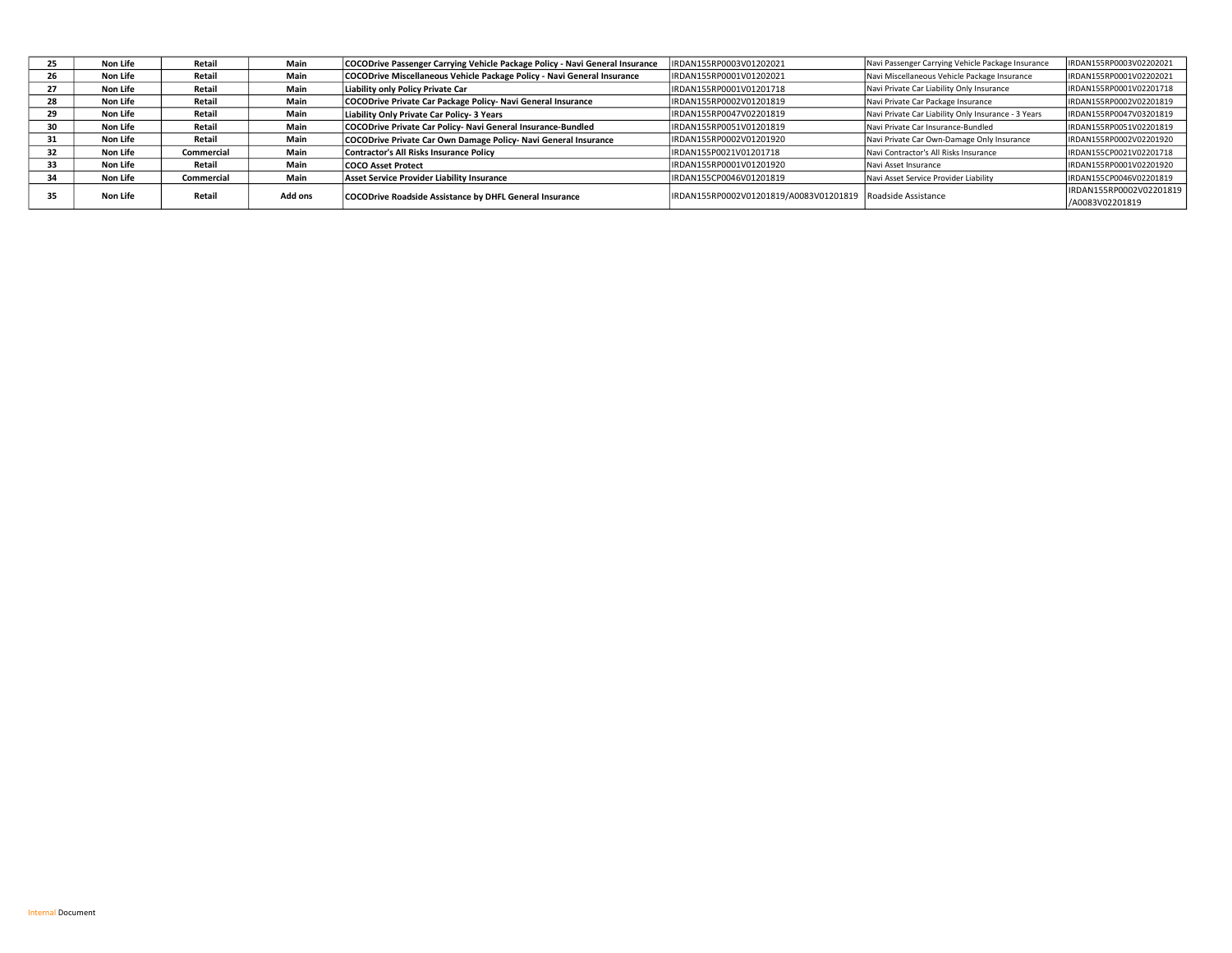| | | | | | | | |
|---|---|---|---|---|---|---|---|
| 25 | Non Life | Retail | Main | COCODrive Passenger Carrying Vehicle Package Policy - Navi General Insurance | IRDAN155RP0003V01202021 | Navi Passenger Carrying Vehicle Package Insurance | IRDAN155RP0003V02202021 |
| 26 | Non Life | Retail | Main | COCODrive Miscellaneous Vehicle Package Policy - Navi General Insurance | IRDAN155RP0001V01202021 | Navi Miscellaneous Vehicle Package Insurance | IRDAN155RP0001V02202021 |
| 27 | Non Life | Retail | Main | Liability only Policy Private Car | IRDAN155RP0001V01201718 | Navi Private Car Liability Only Insurance | IRDAN155RP0001V02201718 |
| 28 | Non Life | Retail | Main | COCODrive Private Car Package Policy- Navi General Insurance | IRDAN155RP0002V01201819 | Navi Private Car Package Insurance | IRDAN155RP0002V02201819 |
| 29 | Non Life | Retail | Main | Liability Only Private Car Policy- 3 Years | IRDAN155RP0047V02201819 | Navi Private Car Liability Only Insurance - 3 Years | IRDAN155RP0047V03201819 |
| 30 | Non Life | Retail | Main | COCODrive Private Car Policy- Navi General Insurance-Bundled | IRDAN155RP0051V01201819 | Navi Private Car Insurance-Bundled | IRDAN155RP0051V02201819 |
| 31 | Non Life | Retail | Main | COCODrive Private Car Own Damage Policy- Navi General Insurance | IRDAN155RP0002V01201920 | Navi Private Car Own-Damage Only Insurance | IRDAN155RP0002V02201920 |
| 32 | Non Life | Commercial | Main | Contractor's All Risks Insurance Policy | IRDAN155P0021V01201718 | Navi Contractor's All Risks Insurance | IRDAN155CP0021V02201718 |
| 33 | Non Life | Retail | Main | COCO Asset Protect | IRDAN155RP0001V01201920 | Navi Asset Insurance | IRDAN155RP0001V02201920 |
| 34 | Non Life | Commercial | Main | Asset Service Provider Liability Insurance | IRDAN155CP0046V01201819 | Navi Asset Service Provider Liability | IRDAN155CP0046V02201819 |
| 35 | Non Life | Retail | Add ons | COCODrive Roadside Assistance by DHFL General Insurance | IRDAN155RP0002V01201819/A0083V01201819 | Roadside Assistance | IRDAN155RP0002V02201819 /A0083V02201819 |